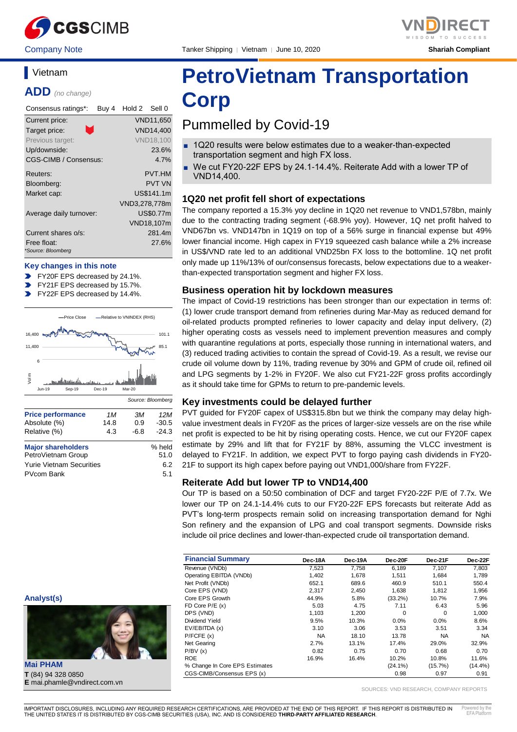Company Note | Tanker Shipping | Vietnam | June 10, 2020 | Shariah Compliant

# PetroVietnam Transportation Corp

## Pummelled by Covid-19

- 1Q20 results were below estimates due to a weaker-than-expected transportation segment and high FX loss.
- We cut FY20-22F EPS by 24.1-14.4%. Reiterate Add with a lower TP of VND14,400.

### Vietnam

**ADD** *(no change)*

| Consensus ratings*: | Buy 4 | Hold 2 | Sell 0 |
|---|---|---|---|

| | |
|---|---|
| Current price: | VND11,650 |
| Target price: | VND14,400 |
| Previous target: | VND18,100 |
| Up/downside: | 23.6% |
| CGS-CIMB / Consensus: | 4.7% |
| Reuters: | PVT.HM |
| Bloomberg: | PVT VN |
| Market cap: | US$141.1m |
| | VND3,278,778m |
| Average daily turnover: | US$0.77m |
| | VND18,107m |
| Current shares o/s: | 281.4m |
| Free float: | 27.6% |

*Source: Bloomberg

**Key changes in this note**

- FY20F EPS decreased by 24.1%.
- FY21F EPS decreased by 15.7%.
- FY22F EPS decreased by 14.4%.

Source: Bloomberg

| Price performance | 1M | 3M | 12M |
|---|---|---|---|
| Absolute (%) | 14.8 | 0.9 | -30.5 |
| Relative (%) | 4.3 | -6.8 | -24.3 |

| Major shareholders | % held |
|---|---|
| PetroVietnam Group | 51.0 |
| Yurie Vietnam Securities | 6.2 |
| PVcom Bank | 5.1 |

### 1Q20 net profit fell short of expectations

The company reported a 15.3% yoy decline in 1Q20 net revenue to VND1,578bn, mainly due to the contracting trading segment (-68.9% yoy). However, 1Q net profit halved to VND67bn vs. VND147bn in 1Q19 on top of a 56% surge in financial expense but 49% lower financial income. High capex in FY19 squeezed cash balance while a 2% increase in US$/VND rate led to an additional VND25bn FX loss to the bottomline. 1Q net profit only made up 11%/13% of our/consensus forecasts, below expectations due to a weaker-than-expected transportation segment and higher FX loss.

### Business operation hit by lockdown measures

The impact of Covid-19 restrictions has been stronger than our expectation in terms of: (1) lower crude transport demand from refineries during Mar-May as reduced demand for oil-related products prompted refineries to lower capacity and delay input delivery, (2) higher operating costs as vessels need to implement prevention measures and comply with quarantine regulations at ports, especially those running in international waters, and (3) reduced trading activities to contain the spread of Covid-19. As a result, we revise our crude oil volume down by 11%, trading revenue by 30% and GPM of crude oil, refined oil and LPG segments by 1-2% in FY20F. We also cut FY21-22F gross profits accordingly as it should take time for GPMs to return to pre-pandemic levels.

### Key investments could be delayed further

PVT guided for FY20F capex of US$315.8bn but we think the company may delay high-value investment deals in FY20F as the prices of larger-size vessels are on the rise while net profit is expected to be hit by rising operating costs. Hence, we cut our FY20F capex estimate by 29% and lift that for FY21F by 88%, assuming the VLCC investment is delayed to FY21F. In addition, we expect PVT to forgo paying cash dividends in FY20-21F to support its high capex before paying out VND1,000/share from FY22F.

### Reiterate Add but lower TP to VND14,400

Our TP is based on a 50:50 combination of DCF and target FY20-22F P/E of 7.7x. We lower our TP on 24.1-14.4% cuts to our FY20-22F EPS forecasts but reiterate Add as PVT's long-term prospects remain solid on increasing transportation demand for Nghi Son refinery and the expansion of LPG and coal transport segments. Downside risks include oil price declines and lower-than-expected crude oil transportation demand.

| Financial Summary | Dec-18A | Dec-19A | Dec-20F | Dec-21F | Dec-22F |
|---|---|---|---|---|---|
| Revenue (VNDb) | 7,523 | 7,758 | 6,189 | 7,107 | 7,803 |
| Operating EBITDA (VNDb) | 1,402 | 1,678 | 1,511 | 1,684 | 1,789 |
| Net Profit (VNDb) | 652.1 | 689.6 | 460.9 | 510.1 | 550.4 |
| Core EPS (VND) | 2,317 | 2,450 | 1,638 | 1,812 | 1,956 |
| Core EPS Growth | 44.9% | 5.8% | (33.2%) | 10.7% | 7.9% |
| FD Core P/E (x) | 5.03 | 4.75 | 7.11 | 6.43 | 5.96 |
| DPS (VND) | 1,103 | 1,200 | 0 | 0 | 1,000 |
| Dividend Yield | 9.5% | 10.3% | 0.0% | 0.0% | 8.6% |
| EV/EBITDA (x) | 3.10 | 3.06 | 3.53 | 3.51 | 3.34 |
| P/FCFE (x) | NA | 18.10 | 13.78 | NA | NA |
| Net Gearing | 2.7% | 13.1% | 17.4% | 29.0% | 32.9% |
| P/BV (x) | 0.82 | 0.75 | 0.70 | 0.68 | 0.70 |
| ROE | 16.9% | 16.4% | 10.2% | 10.8% | 11.6% |
| % Change In Core EPS Estimates | | | (24.1%) | (15.7%) | (14.4%) |
| CGS-CIMB/Consensus EPS (x) | | | 0.98 | 0.97 | 0.91 |

SOURCES: VND RESEARCH, COMPANY REPORTS

**Analyst(s)**

**Mai PHAM**
**T** (84) 94 328 0850
**E** mai.phamle@vndirect.com.vn

IMPORTANT DISCLOSURES, INCLUDING ANY REQUIRED RESEARCH CERTIFICATIONS, ARE PROVIDED AT THE END OF THIS REPORT. IF THIS REPORT IS DISTRIBUTED IN THE UNITED STATES IT IS DISTRIBUTED BY CGS-CIMB SECURITIES (USA), INC. AND IS CONSIDERED **THIRD-PARTY AFFILIATED RESEARCH**.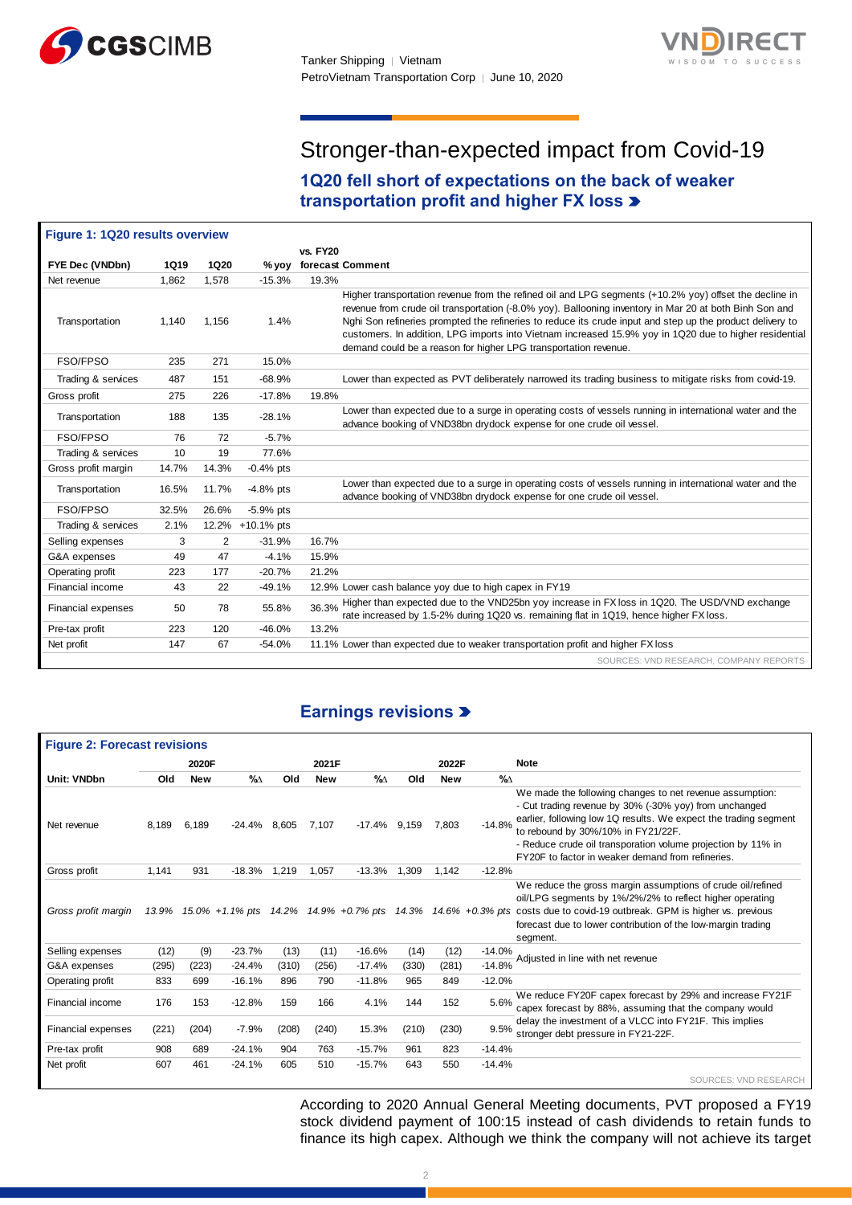# Stronger-than-expected impact from Covid-19

## 1Q20 fell short of expectations on the back of weaker transportation profit and higher FX loss

**Figure 1: 1Q20 results overview**

| FYE Dec (VNDbn) | 1Q19 | 1Q20 | % yoy | vs. FY20 forecast | Comment |
|---|---|---|---|---|---|
| Net revenue | 1,862 | 1,578 | -15.3% | 19.3% | |
| Transportation | 1,140 | 1,156 | 1.4% | | Higher transportation revenue from the refined oil and LPG segments (+10.2% yoy) offset the decline in revenue from crude oil transportation (-8.0% yoy). Ballooning inventory in Mar 20 at both Binh Son and Nghi Son refineries prompted the refineries to reduce its crude input and step up the product delivery to customers. In addition, LPG imports into Vietnam increased 15.9% yoy in 1Q20 due to higher residential demand could be a reason for higher LPG transportation revenue. |
| FSO/FPSO | 235 | 271 | 15.0% | | |
| Trading & services | 487 | 151 | -68.9% | | Lower than expected as PVT deliberately narrowed its trading business to mitigate risks from covid-19. |
| Gross profit | 275 | 226 | -17.8% | 19.8% | |
| Transportation | 188 | 135 | -28.1% | | Lower than expected due to a surge in operating costs of vessels running in international water and the advance booking of VND38bn drydock expense for one crude oil vessel. |
| FSO/FPSO | 76 | 72 | -5.7% | | |
| Trading & services | 10 | 19 | 77.6% | | |
| Gross profit margin | 14.7% | 14.3% | -0.4% pts | | |
| Transportation | 16.5% | 11.7% | -4.8% pts | | Lower than expected due to a surge in operating costs of vessels running in international water and the advance booking of VND38bn drydock expense for one crude oil vessel. |
| FSO/FPSO | 32.5% | 26.6% | -5.9% pts | | |
| Trading & services | 2.1% | 12.2% | +10.1% pts | | |
| Selling expenses | 3 | 2 | -31.9% | 16.7% | |
| G&A expenses | 49 | 47 | -4.1% | 15.9% | |
| Operating profit | 223 | 177 | -20.7% | 21.2% | |
| Financial income | 43 | 22 | -49.1% | 12.9% | Lower cash balance yoy due to high capex in FY19 |
| Financial expenses | 50 | 78 | 55.8% | 36.3% | Higher than expected due to the VND25bn yoy increase in FX loss in 1Q20. The USD/VND exchange rate increased by 1.5-2% during 1Q20 vs. remaining flat in 1Q19, hence higher FX loss. |
| Pre-tax profit | 223 | 120 | -46.0% | 13.2% | |
| Net profit | 147 | 67 | -54.0% | 11.1% | Lower than expected due to weaker transportation profit and higher FX loss |

SOURCES: VND RESEARCH, COMPANY REPORTS

## Earnings revisions

**Figure 2: Forecast revisions**

| Unit: VNDbn | 2020F Old | 2020F New | %Δ | 2021F Old | 2021F New | %Δ | 2022F Old | 2022F New | %Δ | Note |
|---|---|---|---|---|---|---|---|---|---|---|
| Net revenue | 8,189 | 6,189 | -24.4% | 8,605 | 7,107 | -17.4% | 9,159 | 7,803 | -14.8% | We made the following changes to net revenue assumption: - Cut trading revenue by 30% (-30% yoy) from unchanged earlier, following low 1Q results. We expect the trading segment to rebound by 30%/10% in FY21/22F. - Reduce crude oil transporation volume projection by 11% in FY20F to factor in weaker demand from refineries. |
| Gross profit | 1,141 | 931 | -18.3% | 1,219 | 1,057 | -13.3% | 1,309 | 1,142 | -12.8% | |
| *Gross profit margin* | *13.9%* | *15.0%* | *+1.1% pts* | *14.2%* | *14.9%* | *+0.7% pts* | *14.3%* | *14.6%* | *+0.3% pts* | We reduce the gross margin assumptions of crude oil/refined oil/LPG segments by 1%/2%/2% to reflect higher operating costs due to covid-19 outbreak. GPM is higher vs. previous forecast due to lower contribution of the low-margin trading segment. |
| Selling expenses | (12) | (9) | -23.7% | (13) | (11) | -16.6% | (14) | (12) | -14.0% | Adjusted in line with net revenue |
| G&A expenses | (295) | (223) | -24.4% | (310) | (256) | -17.4% | (330) | (281) | -14.8% | |
| Operating profit | 833 | 699 | -16.1% | 896 | 790 | -11.8% | 965 | 849 | -12.0% | |
| Financial income | 176 | 153 | -12.8% | 159 | 166 | 4.1% | 144 | 152 | 5.6% | We reduce FY20F capex forecast by 29% and increase FY21F capex forecast by 88%, assuming that the company would delay the investment of a VLCC into FY21F. This implies stronger debt pressure in FY21-22F. |
| Financial expenses | (221) | (204) | -7.9% | (208) | (240) | 15.3% | (210) | (230) | 9.5% | |
| Pre-tax profit | 908 | 689 | -24.1% | 904 | 763 | -15.7% | 961 | 823 | -14.4% | |
| Net profit | 607 | 461 | -24.1% | 605 | 510 | -15.7% | 643 | 550 | -14.4% | |

SOURCES: VND RESEARCH

According to 2020 Annual General Meeting documents, PVT proposed a FY19 stock dividend payment of 100:15 instead of cash dividends to retain funds to finance its high capex. Although we think the company will not achieve its target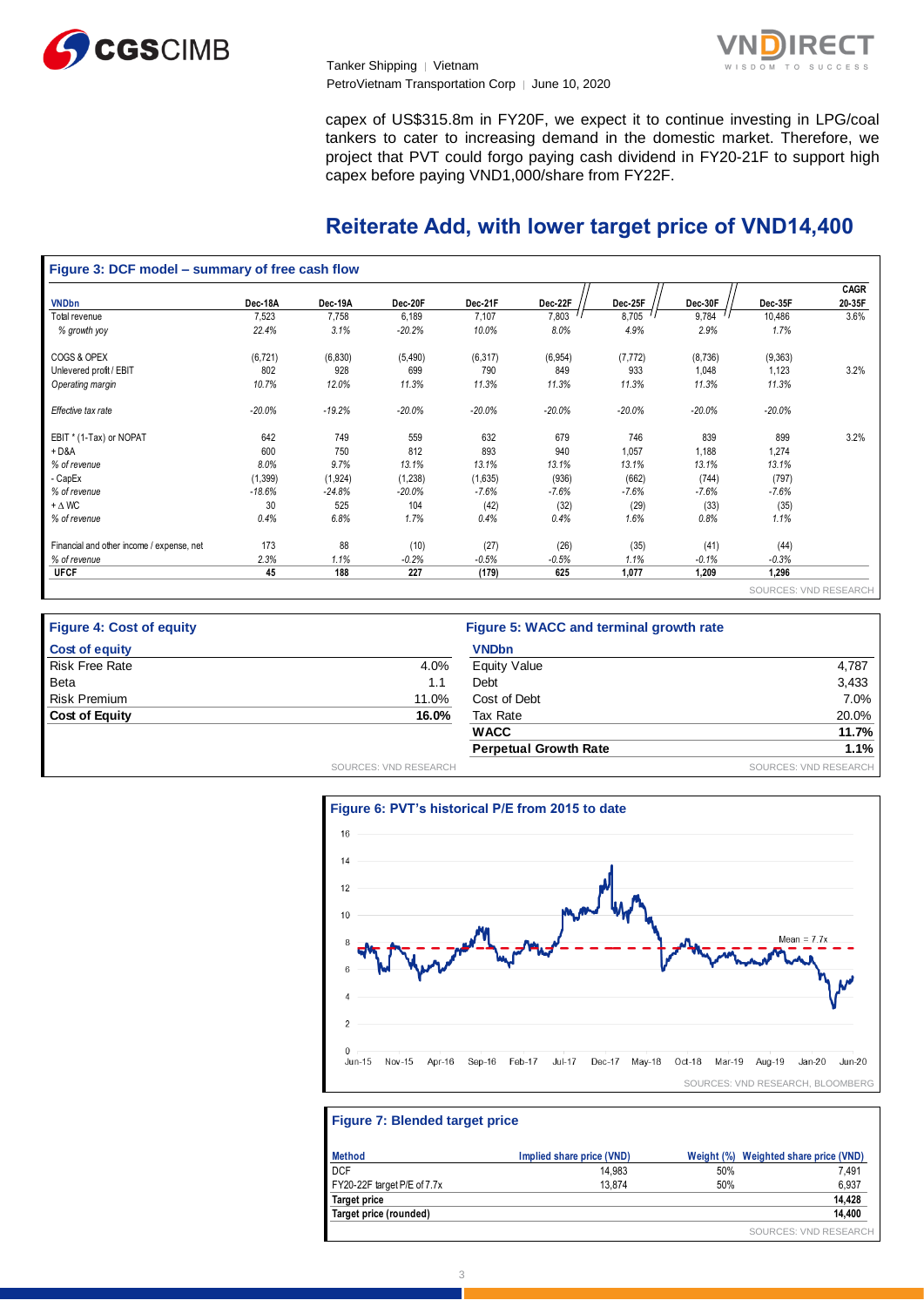capex of US$315.8m in FY20F, we expect it to continue investing in LPG/coal tankers to cater to increasing demand in the domestic market. Therefore, we project that PVT could forgo paying cash dividend in FY20-21F to support high capex before paying VND1,000/share from FY22F.

## Reiterate Add, with lower target price of VND14,400

**Figure 3: DCF model – summary of free cash flow**

| VNDbn | Dec-18A | Dec-19A | Dec-20F | Dec-21F | Dec-22F | Dec-25F | Dec-30F | Dec-35F | CAGR 20-35F |
|---|---|---|---|---|---|---|---|---|---|
| Total revenue | 7,523 | 7,758 | 6,189 | 7,107 | 7,803 | 8,705 | 9,784 | 10,486 | 3.6% |
| *% growth yoy* | *22.4%* | *3.1%* | *-20.2%* | *10.0%* | *8.0%* | *4.9%* | *2.9%* | *1.7%* | |
| COGS & OPEX | (6,721) | (6,830) | (5,490) | (6,317) | (6,954) | (7,772) | (8,736) | (9,363) | |
| Unlevered profit / EBIT | 802 | 928 | 699 | 790 | 849 | 933 | 1,048 | 1,123 | 3.2% |
| *Operating margin* | *10.7%* | *12.0%* | *11.3%* | *11.3%* | *11.3%* | *11.3%* | *11.3%* | *11.3%* | |
| *Effective tax rate* | *-20.0%* | *-19.2%* | *-20.0%* | *-20.0%* | *-20.0%* | *-20.0%* | *-20.0%* | *-20.0%* | |
| EBIT * (1-Tax) or NOPAT | 642 | 749 | 559 | 632 | 679 | 746 | 839 | 899 | 3.2% |
| + D&A | 600 | 750 | 812 | 893 | 940 | 1,057 | 1,188 | 1,274 | |
| *% of revenue* | *8.0%* | *9.7%* | *13.1%* | *13.1%* | *13.1%* | *13.1%* | *13.1%* | *13.1%* | |
| - CapEx | (1,399) | (1,924) | (1,238) | (1,635) | (936) | (662) | (744) | (797) | |
| *% of revenue* | *-18.6%* | *-24.8%* | *-20.0%* | *-7.6%* | *-7.6%* | *-7.6%* | *-7.6%* | *-7.6%* | |
| + Δ WC | 30 | 525 | 104 | (42) | (32) | (29) | (33) | (35) | |
| *% of revenue* | *0.4%* | *6.8%* | *1.7%* | *0.4%* | *0.4%* | *1.6%* | *0.8%* | *1.1%* | |
| Financial and other income / expense, net | 173 | 88 | (10) | (27) | (26) | (35) | (41) | (44) | |
| *% of revenue* | *2.3%* | *1.1%* | *-0.2%* | *-0.5%* | *-0.5%* | *1.1%* | *-0.1%* | *-0.3%* | |
| **UFCF** | **45** | **188** | **227** | **(179)** | **625** | **1,077** | **1,209** | **1,296** | |

SOURCES: VND RESEARCH

**Figure 4: Cost of equity**

| Cost of equity | |
|---|---|
| Risk Free Rate | 4.0% |
| Beta | 1.1 |
| Risk Premium | 11.0% |
| **Cost of Equity** | **16.0%** |

SOURCES: VND RESEARCH

**Figure 5: WACC and terminal growth rate**

| VNDbn | |
|---|---|
| Equity Value | 4,787 |
| Debt | 3,433 |
| Cost of Debt | 7.0% |
| Tax Rate | 20.0% |
| **WACC** | **11.7%** |
| **Perpetual Growth Rate** | **1.1%** |

SOURCES: VND RESEARCH

**Figure 6: PVT's historical P/E from 2015 to date**

SOURCES: VND RESEARCH, BLOOMBERG

**Figure 7: Blended target price**

| Method | Implied share price (VND) | Weight (%) | Weighted share price (VND) |
|---|---|---|---|
| DCF | 14,983 | 50% | 7,491 |
| FY20-22F target P/E of 7.7x | 13,874 | 50% | 6,937 |
| **Target price** | | | **14,428** |
| **Target price (rounded)** | | | **14,400** |

SOURCES: VND RESEARCH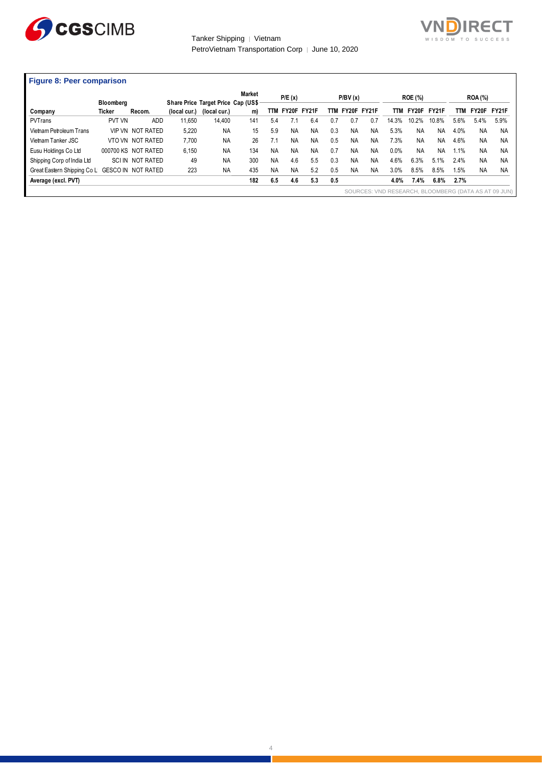**Figure 8: Peer comparison**

| Company | Bloomberg Ticker | Recom. | Share Price (local cur.) | Target Price (local cur.) | Market Cap (US$ m) | P/E (x) | | | P/BV (x) | | | ROE (%) | | | ROA (%) | | |
|---|---|---|---|---|---|---|---|---|---|---|---|---|---|---|---|---|---|
| | | | | | | TTM | FY20F | FY21F | TTM | FY20F | FY21F | TTM | FY20F | FY21F | TTM | FY20F | FY21F |
| PVTrans | PVT VN | ADD | 11,650 | 14,400 | 141 | 5.4 | 7.1 | 6.4 | 0.7 | 0.7 | 0.7 | 14.3% | 10.2% | 10.8% | 5.6% | 5.4% | 5.9% |
| Vietnam Petroleum Trans | VIP VN | NOT RATED | 5,220 | NA | 15 | 5.9 | NA | NA | 0.3 | NA | NA | 5.3% | NA | NA | 4.0% | NA | NA |
| Vietnam Tanker JSC | VTO VN | NOT RATED | 7,700 | NA | 26 | 7.1 | NA | NA | 0.5 | NA | NA | 7.3% | NA | NA | 4.6% | NA | NA |
| Eusu Holdings Co Ltd | 000700 KS | NOT RATED | 6,150 | NA | 134 | NA | NA | NA | 0.7 | NA | NA | 0.0% | NA | NA | 1.1% | NA | NA |
| Shipping Corp of India Ltd | SCI IN | NOT RATED | 49 | NA | 300 | NA | 4.6 | 5.5 | 0.3 | NA | NA | 4.6% | 6.3% | 5.1% | 2.4% | NA | NA |
| Great Eastern Shipping Co L | GESCO IN | NOT RATED | 223 | NA | 435 | NA | NA | 5.2 | 0.5 | NA | NA | 3.0% | 8.5% | 8.5% | 1.5% | NA | NA |
| **Average (excl. PVT)** | | | | | **182** | **6.5** | **4.6** | **5.3** | **0.5** | | | **4.0%** | **7.4%** | **6.8%** | **2.7%** | | |

SOURCES: VND RESEARCH, BLOOMBERG (DATA AS AT 09 JUN)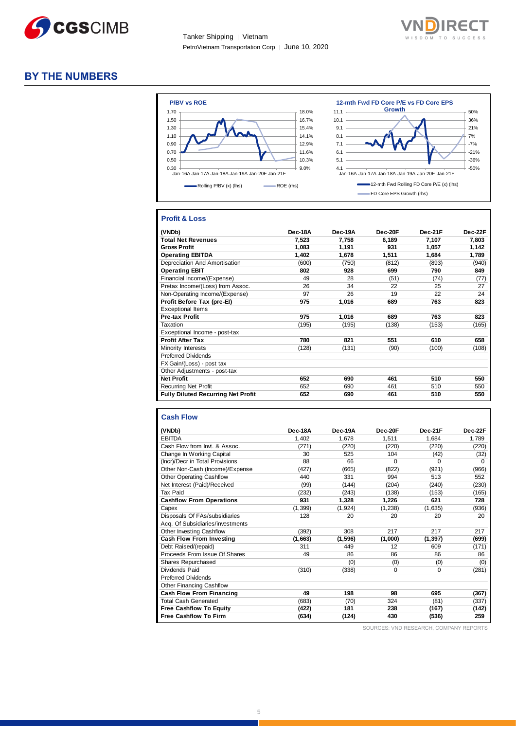# BY THE NUMBERS

**P/BV vs ROE**

Rolling P/BV (x) (lhs) — ROE (rhs)

**12-mth Fwd FD Core P/E vs FD Core EPS Growth**

12-mth Fwd Rolling FD Core P/E (x) (lhs) — FD Core EPS Growth (rhs)

## Profit & Loss

| (VNDb) | Dec-18A | Dec-19A | Dec-20F | Dec-21F | Dec-22F |
|---|---|---|---|---|---|
| **Total Net Revenues** | **7,523** | **7,758** | **6,189** | **7,107** | **7,803** |
| **Gross Profit** | **1,083** | **1,191** | **931** | **1,057** | **1,142** |
| **Operating EBITDA** | **1,402** | **1,678** | **1,511** | **1,684** | **1,789** |
| Depreciation And Amortisation | (600) | (750) | (812) | (893) | (940) |
| **Operating EBIT** | **802** | **928** | **699** | **790** | **849** |
| Financial Income/(Expense) | 49 | 28 | (51) | (74) | (77) |
| Pretax Income/(Loss) from Assoc. | 26 | 34 | 22 | 25 | 27 |
| Non-Operating Income/(Expense) | 97 | 26 | 19 | 22 | 24 |
| **Profit Before Tax (pre-EI)** | **975** | **1,016** | **689** | **763** | **823** |
| Exceptional Items | | | | | |
| **Pre-tax Profit** | **975** | **1,016** | **689** | **763** | **823** |
| Taxation | (195) | (195) | (138) | (153) | (165) |
| Exceptional Income - post-tax | | | | | |
| **Profit After Tax** | **780** | **821** | **551** | **610** | **658** |
| Minority Interests | (128) | (131) | (90) | (100) | (108) |
| Preferred Dividends | | | | | |
| FX Gain/(Loss) - post tax | | | | | |
| Other Adjustments - post-tax | | | | | |
| **Net Profit** | **652** | **690** | **461** | **510** | **550** |
| Recurring Net Profit | 652 | 690 | 461 | 510 | 550 |
| **Fully Diluted Recurring Net Profit** | **652** | **690** | **461** | **510** | **550** |

## Cash Flow

| (VNDb) | Dec-18A | Dec-19A | Dec-20F | Dec-21F | Dec-22F |
|---|---|---|---|---|---|
| EBITDA | 1,402 | 1,678 | 1,511 | 1,684 | 1,789 |
| Cash Flow from Invt. & Assoc. | (271) | (220) | (220) | (220) | (220) |
| Change In Working Capital | 30 | 525 | 104 | (42) | (32) |
| (Incr)/Decr in Total Provisions | 88 | 66 | 0 | 0 | 0 |
| Other Non-Cash (Income)/Expense | (427) | (665) | (822) | (921) | (966) |
| Other Operating Cashflow | 440 | 331 | 994 | 513 | 552 |
| Net Interest (Paid)/Received | (99) | (144) | (204) | (240) | (230) |
| Tax Paid | (232) | (243) | (138) | (153) | (165) |
| **Cashflow From Operations** | **931** | **1,328** | **1,226** | **621** | **728** |
| Capex | (1,399) | (1,924) | (1,238) | (1,635) | (936) |
| Disposals Of FAs/subsidiaries | 128 | 20 | 20 | 20 | 20 |
| Acq. Of Subsidiaries/investments | | | | | |
| Other Investing Cashflow | (392) | 308 | 217 | 217 | 217 |
| **Cash Flow From Investing** | **(1,663)** | **(1,596)** | **(1,000)** | **(1,397)** | **(699)** |
| Debt Raised/(repaid) | 311 | 449 | 12 | 609 | (171) |
| Proceeds From Issue Of Shares | 49 | 86 | 86 | 86 | 86 |
| Shares Repurchased | | (0) | (0) | (0) | (0) |
| Dividends Paid | (310) | (338) | 0 | 0 | (281) |
| Preferred Dividends | | | | | |
| Other Financing Cashflow | | | | | |
| **Cash Flow From Financing** | **49** | **198** | **98** | **695** | **(367)** |
| Total Cash Generated | (683) | (70) | 324 | (81) | (337) |
| **Free Cashflow To Equity** | **(422)** | **181** | **238** | **(167)** | **(142)** |
| **Free Cashflow To Firm** | **(634)** | **(124)** | **430** | **(536)** | **259** |

SOURCES: VND RESEARCH, COMPANY REPORTS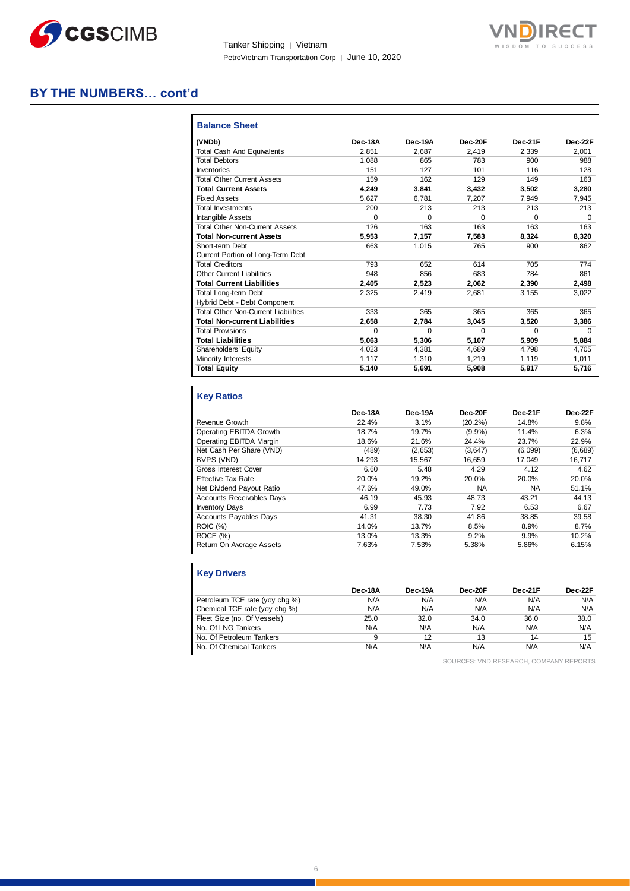## BY THE NUMBERS… cont'd

### Balance Sheet

| (VNDb) | Dec-18A | Dec-19A | Dec-20F | Dec-21F | Dec-22F |
|---|---|---|---|---|---|
| Total Cash And Equivalents | 2,851 | 2,687 | 2,419 | 2,339 | 2,001 |
| Total Debtors | 1,088 | 865 | 783 | 900 | 988 |
| Inventories | 151 | 127 | 101 | 116 | 128 |
| Total Other Current Assets | 159 | 162 | 129 | 149 | 163 |
| **Total Current Assets** | **4,249** | **3,841** | **3,432** | **3,502** | **3,280** |
| Fixed Assets | 5,627 | 6,781 | 7,207 | 7,949 | 7,945 |
| Total Investments | 200 | 213 | 213 | 213 | 213 |
| Intangible Assets | 0 | 0 | 0 | 0 | 0 |
| Total Other Non-Current Assets | 126 | 163 | 163 | 163 | 163 |
| **Total Non-current Assets** | **5,953** | **7,157** | **7,583** | **8,324** | **8,320** |
| Short-term Debt | 663 | 1,015 | 765 | 900 | 862 |
| Current Portion of Long-Term Debt | | | | | |
| Total Creditors | 793 | 652 | 614 | 705 | 774 |
| Other Current Liabilities | 948 | 856 | 683 | 784 | 861 |
| **Total Current Liabilities** | **2,405** | **2,523** | **2,062** | **2,390** | **2,498** |
| Total Long-term Debt | 2,325 | 2,419 | 2,681 | 3,155 | 3,022 |
| Hybrid Debt - Debt Component | | | | | |
| Total Other Non-Current Liabilities | 333 | 365 | 365 | 365 | 365 |
| **Total Non-current Liabilities** | **2,658** | **2,784** | **3,045** | **3,520** | **3,386** |
| Total Provisions | 0 | 0 | 0 | 0 | 0 |
| **Total Liabilities** | **5,063** | **5,306** | **5,107** | **5,909** | **5,884** |
| Shareholders' Equity | 4,023 | 4,381 | 4,689 | 4,798 | 4,705 |
| Minority Interests | 1,117 | 1,310 | 1,219 | 1,119 | 1,011 |
| **Total Equity** | **5,140** | **5,691** | **5,908** | **5,917** | **5,716** |

### Key Ratios

| | Dec-18A | Dec-19A | Dec-20F | Dec-21F | Dec-22F |
|---|---|---|---|---|---|
| Revenue Growth | 22.4% | 3.1% | (20.2%) | 14.8% | 9.8% |
| Operating EBITDA Growth | 18.7% | 19.7% | (9.9%) | 11.4% | 6.3% |
| Operating EBITDA Margin | 18.6% | 21.6% | 24.4% | 23.7% | 22.9% |
| Net Cash Per Share (VND) | (489) | (2,653) | (3,647) | (6,099) | (6,689) |
| BVPS (VND) | 14,293 | 15,567 | 16,659 | 17,049 | 16,717 |
| Gross Interest Cover | 6.60 | 5.48 | 4.29 | 4.12 | 4.62 |
| Effective Tax Rate | 20.0% | 19.2% | 20.0% | 20.0% | 20.0% |
| Net Dividend Payout Ratio | 47.6% | 49.0% | NA | NA | 51.1% |
| Accounts Receivables Days | 46.19 | 45.93 | 48.73 | 43.21 | 44.13 |
| Inventory Days | 6.99 | 7.73 | 7.92 | 6.53 | 6.67 |
| Accounts Payables Days | 41.31 | 38.30 | 41.86 | 38.85 | 39.58 |
| ROIC (%) | 14.0% | 13.7% | 8.5% | 8.9% | 8.7% |
| ROCE (%) | 13.0% | 13.3% | 9.2% | 9.9% | 10.2% |
| Return On Average Assets | 7.63% | 7.53% | 5.38% | 5.86% | 6.15% |

### Key Drivers

| | Dec-18A | Dec-19A | Dec-20F | Dec-21F | Dec-22F |
|---|---|---|---|---|---|
| Petroleum TCE rate (yoy chg %) | N/A | N/A | N/A | N/A | N/A |
| Chemical TCE rate (yoy chg %) | N/A | N/A | N/A | N/A | N/A |
| Fleet Size (no. Of Vessels) | 25.0 | 32.0 | 34.0 | 36.0 | 38.0 |
| No. Of LNG Tankers | N/A | N/A | N/A | N/A | N/A |
| No. Of Petroleum Tankers | 9 | 12 | 13 | 14 | 15 |
| No. Of Chemical Tankers | N/A | N/A | N/A | N/A | N/A |

SOURCES: VND RESEARCH, COMPANY REPORTS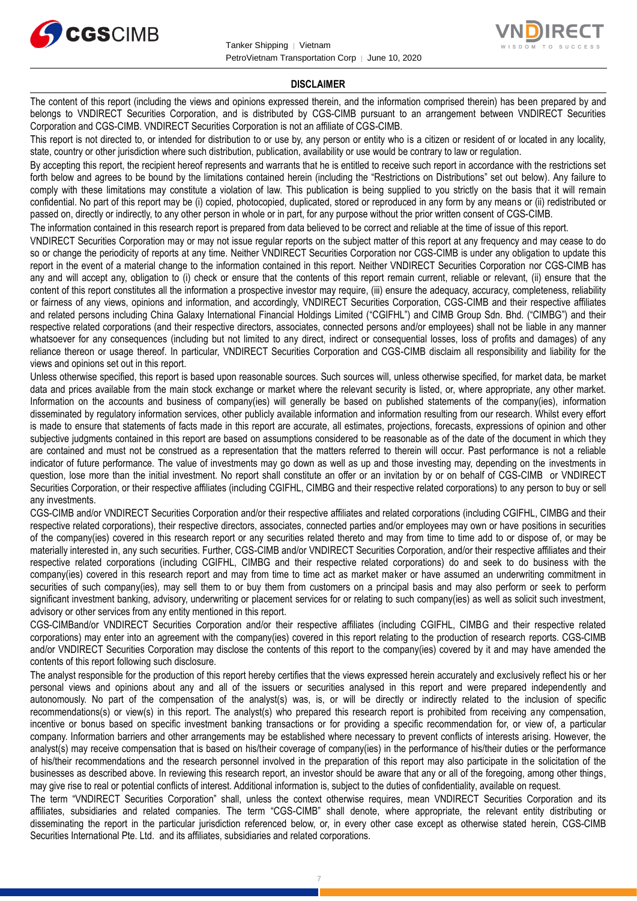## DISCLAIMER

The content of this report (including the views and opinions expressed therein, and the information comprised therein) has been prepared by and belongs to VNDIRECT Securities Corporation, and is distributed by CGS-CIMB pursuant to an arrangement between VNDIRECT Securities Corporation and CGS-CIMB. VNDIRECT Securities Corporation is not an affiliate of CGS-CIMB.

This report is not directed to, or intended for distribution to or use by, any person or entity who is a citizen or resident of or located in any locality, state, country or other jurisdiction where such distribution, publication, availability or use would be contrary to law or regulation.

By accepting this report, the recipient hereof represents and warrants that he is entitled to receive such report in accordance with the restrictions set forth below and agrees to be bound by the limitations contained herein (including the "Restrictions on Distributions" set out below). Any failure to comply with these limitations may constitute a violation of law. This publication is being supplied to you strictly on the basis that it will remain confidential. No part of this report may be (i) copied, photocopied, duplicated, stored or reproduced in any form by any means or (ii) redistributed or passed on, directly or indirectly, to any other person in whole or in part, for any purpose without the prior written consent of CGS-CIMB.

The information contained in this research report is prepared from data believed to be correct and reliable at the time of issue of this report.

VNDIRECT Securities Corporation may or may not issue regular reports on the subject matter of this report at any frequency and may cease to do so or change the periodicity of reports at any time. Neither VNDIRECT Securities Corporation nor CGS-CIMB is under any obligation to update this report in the event of a material change to the information contained in this report. Neither VNDIRECT Securities Corporation nor CGS-CIMB has any and will accept any, obligation to (i) check or ensure that the contents of this report remain current, reliable or relevant, (ii) ensure that the content of this report constitutes all the information a prospective investor may require, (iii) ensure the adequacy, accuracy, completeness, reliability or fairness of any views, opinions and information, and accordingly, VNDIRECT Securities Corporation, CGS-CIMB and their respective affiliates and related persons including China Galaxy International Financial Holdings Limited ("CGIFHL") and CIMB Group Sdn. Bhd. ("CIMBG") and their respective related corporations (and their respective directors, associates, connected persons and/or employees) shall not be liable in any manner whatsoever for any consequences (including but not limited to any direct, indirect or consequential losses, loss of profits and damages) of any reliance thereon or usage thereof. In particular, VNDIRECT Securities Corporation and CGS-CIMB disclaim all responsibility and liability for the views and opinions set out in this report.

Unless otherwise specified, this report is based upon reasonable sources. Such sources will, unless otherwise specified, for market data, be market data and prices available from the main stock exchange or market where the relevant security is listed, or, where appropriate, any other market. Information on the accounts and business of company(ies) will generally be based on published statements of the company(ies), information disseminated by regulatory information services, other publicly available information and information resulting from our research. Whilst every effort is made to ensure that statements of facts made in this report are accurate, all estimates, projections, forecasts, expressions of opinion and other subjective judgments contained in this report are based on assumptions considered to be reasonable as of the date of the document in which they are contained and must not be construed as a representation that the matters referred to therein will occur. Past performance is not a reliable indicator of future performance. The value of investments may go down as well as up and those investing may, depending on the investments in question, lose more than the initial investment. No report shall constitute an offer or an invitation by or on behalf of CGS-CIMB or VNDIRECT Securities Corporation, or their respective affiliates (including CGIFHL, CIMBG and their respective related corporations) to any person to buy or sell any investments.

CGS-CIMB and/or VNDIRECT Securities Corporation and/or their respective affiliates and related corporations (including CGIFHL, CIMBG and their respective related corporations), their respective directors, associates, connected parties and/or employees may own or have positions in securities of the company(ies) covered in this research report or any securities related thereto and may from time to time add to or dispose of, or may be materially interested in, any such securities. Further, CGS-CIMB and/or VNDIRECT Securities Corporation, and/or their respective affiliates and their respective related corporations (including CGIFHL, CIMBG and their respective related corporations) do and seek to do business with the company(ies) covered in this research report and may from time to time act as market maker or have assumed an underwriting commitment in securities of such company(ies), may sell them to or buy them from customers on a principal basis and may also perform or seek to perform significant investment banking, advisory, underwriting or placement services for or relating to such company(ies) as well as solicit such investment, advisory or other services from any entity mentioned in this report.

CGS-CIMBand/or VNDIRECT Securities Corporation and/or their respective affiliates (including CGIFHL, CIMBG and their respective related corporations) may enter into an agreement with the company(ies) covered in this report relating to the production of research reports. CGS-CIMB and/or VNDIRECT Securities Corporation may disclose the contents of this report to the company(ies) covered by it and may have amended the contents of this report following such disclosure.

The analyst responsible for the production of this report hereby certifies that the views expressed herein accurately and exclusively reflect his or her personal views and opinions about any and all of the issuers or securities analysed in this report and were prepared independently and autonomously. No part of the compensation of the analyst(s) was, is, or will be directly or indirectly related to the inclusion of specific recommendations(s) or view(s) in this report. The analyst(s) who prepared this research report is prohibited from receiving any compensation, incentive or bonus based on specific investment banking transactions or for providing a specific recommendation for, or view of, a particular company. Information barriers and other arrangements may be established where necessary to prevent conflicts of interests arising. However, the analyst(s) may receive compensation that is based on his/their coverage of company(ies) in the performance of his/their duties or the performance of his/their recommendations and the research personnel involved in the preparation of this report may also participate in the solicitation of the businesses as described above. In reviewing this research report, an investor should be aware that any or all of the foregoing, among other things, may give rise to real or potential conflicts of interest. Additional information is, subject to the duties of confidentiality, available on request.

The term "VNDIRECT Securities Corporation" shall, unless the context otherwise requires, mean VNDIRECT Securities Corporation and its affiliates, subsidiaries and related companies. The term "CGS-CIMB" shall denote, where appropriate, the relevant entity distributing or disseminating the report in the particular jurisdiction referenced below, or, in every other case except as otherwise stated herein, CGS-CIMB Securities International Pte. Ltd. and its affiliates, subsidiaries and related corporations.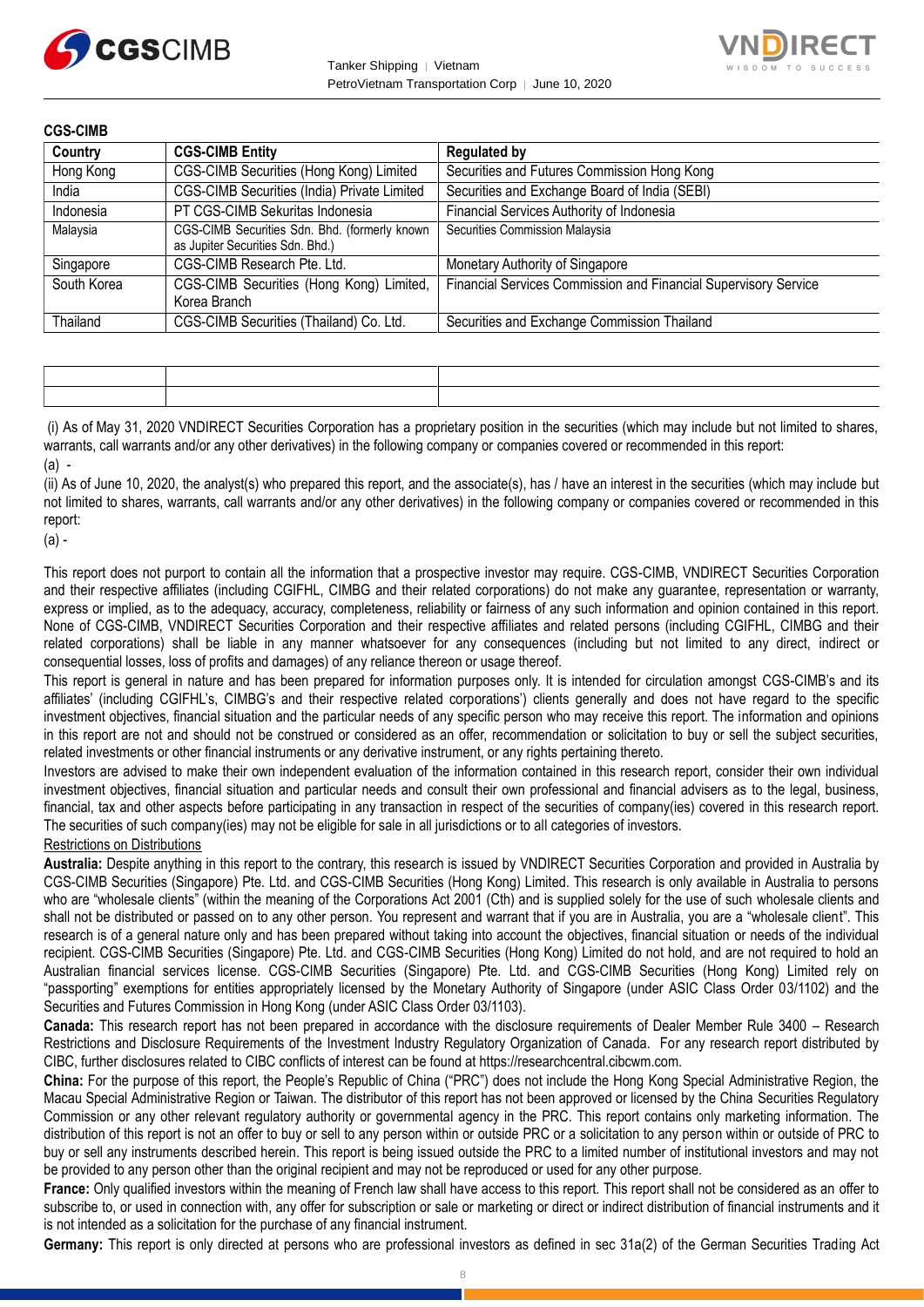**CGS-CIMB**

| Country | CGS-CIMB Entity | Regulated by |
|---|---|---|
| Hong Kong | CGS-CIMB Securities (Hong Kong) Limited | Securities and Futures Commission Hong Kong |
| India | CGS-CIMB Securities (India) Private Limited | Securities and Exchange Board of India (SEBI) |
| Indonesia | PT CGS-CIMB Sekuritas Indonesia | Financial Services Authority of Indonesia |
| Malaysia | CGS-CIMB Securities Sdn. Bhd. (formerly known as Jupiter Securities Sdn. Bhd.) | Securities Commission Malaysia |
| Singapore | CGS-CIMB Research Pte. Ltd. | Monetary Authority of Singapore |
| South Korea | CGS-CIMB Securities (Hong Kong) Limited, Korea Branch | Financial Services Commission and Financial Supervisory Service |
| Thailand | CGS-CIMB Securities (Thailand) Co. Ltd. | Securities and Exchange Commission Thailand |

(i) As of May 31, 2020 VNDIRECT Securities Corporation has a proprietary position in the securities (which may include but not limited to shares, warrants, call warrants and/or any other derivatives) in the following company or companies covered or recommended in this report:

(a) -

(ii) As of June 10, 2020, the analyst(s) who prepared this report, and the associate(s), has / have an interest in the securities (which may include but not limited to shares, warrants, call warrants and/or any other derivatives) in the following company or companies covered or recommended in this report:

(a) -

This report does not purport to contain all the information that a prospective investor may require. CGS-CIMB, VNDIRECT Securities Corporation and their respective affiliates (including CGIFHL, CIMBG and their related corporations) do not make any guarantee, representation or warranty, express or implied, as to the adequacy, accuracy, completeness, reliability or fairness of any such information and opinion contained in this report. None of CGS-CIMB, VNDIRECT Securities Corporation and their respective affiliates and related persons (including CGIFHL, CIMBG and their related corporations) shall be liable in any manner whatsoever for any consequences (including but not limited to any direct, indirect or consequential losses, loss of profits and damages) of any reliance thereon or usage thereof.

This report is general in nature and has been prepared for information purposes only. It is intended for circulation amongst CGS-CIMB's and its affiliates' (including CGIFHL's, CIMBG's and their respective related corporations') clients generally and does not have regard to the specific investment objectives, financial situation and the particular needs of any specific person who may receive this report. The information and opinions in this report are not and should not be construed or considered as an offer, recommendation or solicitation to buy or sell the subject securities, related investments or other financial instruments or any derivative instrument, or any rights pertaining thereto.

Investors are advised to make their own independent evaluation of the information contained in this research report, consider their own individual investment objectives, financial situation and particular needs and consult their own professional and financial advisers as to the legal, business, financial, tax and other aspects before participating in any transaction in respect of the securities of company(ies) covered in this research report. The securities of such company(ies) may not be eligible for sale in all jurisdictions or to all categories of investors.

Restrictions on Distributions

**Australia:** Despite anything in this report to the contrary, this research is issued by VNDIRECT Securities Corporation and provided in Australia by CGS-CIMB Securities (Singapore) Pte. Ltd. and CGS-CIMB Securities (Hong Kong) Limited. This research is only available in Australia to persons who are "wholesale clients" (within the meaning of the Corporations Act 2001 (Cth) and is supplied solely for the use of such wholesale clients and shall not be distributed or passed on to any other person. You represent and warrant that if you are in Australia, you are a "wholesale client". This research is of a general nature only and has been prepared without taking into account the objectives, financial situation or needs of the individual recipient. CGS-CIMB Securities (Singapore) Pte. Ltd. and CGS-CIMB Securities (Hong Kong) Limited do not hold, and are not required to hold an Australian financial services license. CGS-CIMB Securities (Singapore) Pte. Ltd. and CGS-CIMB Securities (Hong Kong) Limited rely on "passporting" exemptions for entities appropriately licensed by the Monetary Authority of Singapore (under ASIC Class Order 03/1102) and the Securities and Futures Commission in Hong Kong (under ASIC Class Order 03/1103).

**Canada:** This research report has not been prepared in accordance with the disclosure requirements of Dealer Member Rule 3400 – Research Restrictions and Disclosure Requirements of the Investment Industry Regulatory Organization of Canada. For any research report distributed by CIBC, further disclosures related to CIBC conflicts of interest can be found at https://researchcentral.cibcwm.com.

**China:** For the purpose of this report, the People's Republic of China ("PRC") does not include the Hong Kong Special Administrative Region, the Macau Special Administrative Region or Taiwan. The distributor of this report has not been approved or licensed by the China Securities Regulatory Commission or any other relevant regulatory authority or governmental agency in the PRC. This report contains only marketing information. The distribution of this report is not an offer to buy or sell to any person within or outside PRC or a solicitation to any person within or outside of PRC to buy or sell any instruments described herein. This report is being issued outside the PRC to a limited number of institutional investors and may not be provided to any person other than the original recipient and may not be reproduced or used for any other purpose.

**France:** Only qualified investors within the meaning of French law shall have access to this report. This report shall not be considered as an offer to subscribe to, or used in connection with, any offer for subscription or sale or marketing or direct or indirect distribution of financial instruments and it is not intended as a solicitation for the purchase of any financial instrument.

**Germany:** This report is only directed at persons who are professional investors as defined in sec 31a(2) of the German Securities Trading Act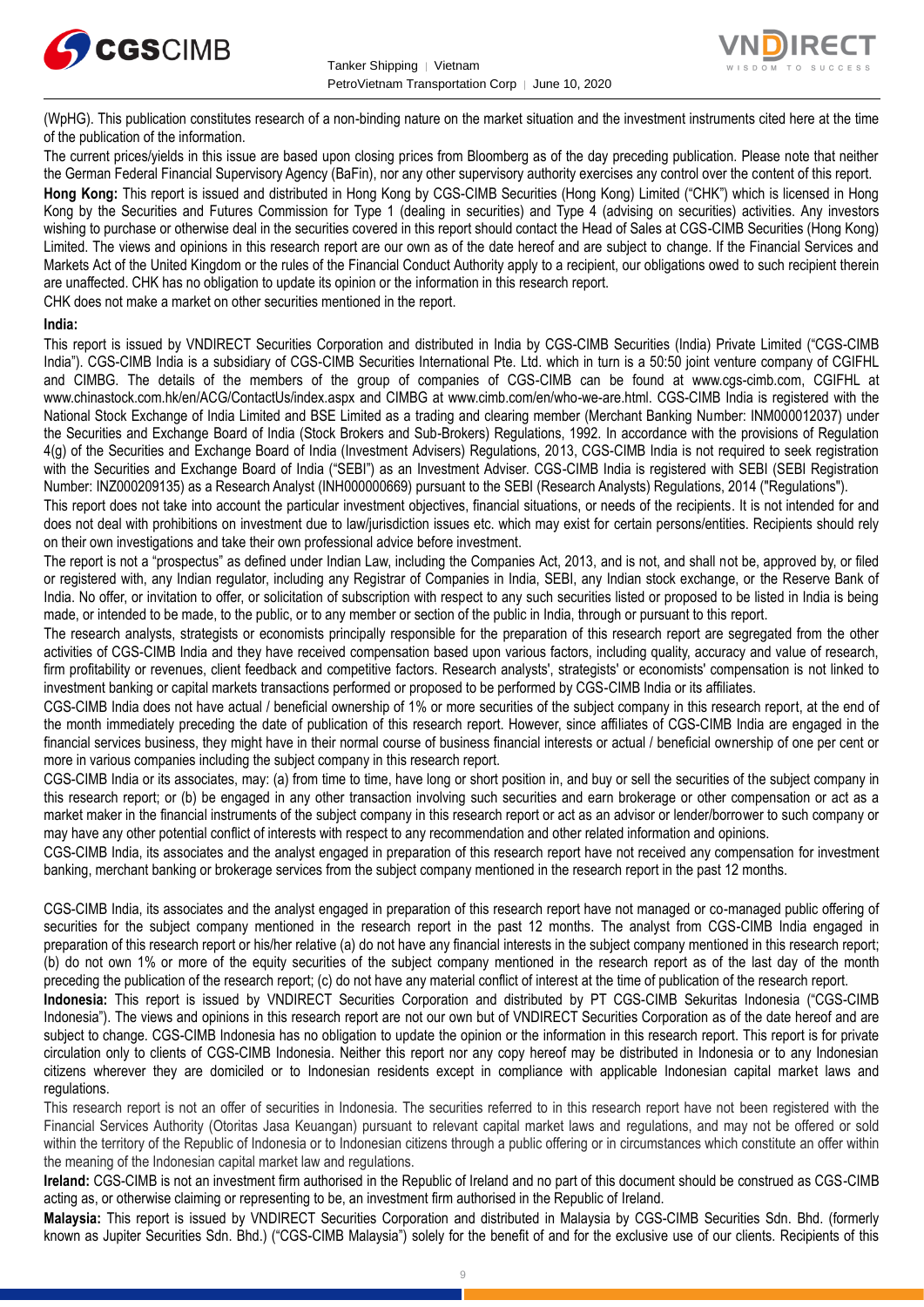(WpHG). This publication constitutes research of a non-binding nature on the market situation and the investment instruments cited here at the time of the publication of the information.

The current prices/yields in this issue are based upon closing prices from Bloomberg as of the day preceding publication. Please note that neither the German Federal Financial Supervisory Agency (BaFin), nor any other supervisory authority exercises any control over the content of this report.

**Hong Kong:** This report is issued and distributed in Hong Kong by CGS-CIMB Securities (Hong Kong) Limited ("CHK") which is licensed in Hong Kong by the Securities and Futures Commission for Type 1 (dealing in securities) and Type 4 (advising on securities) activities. Any investors wishing to purchase or otherwise deal in the securities covered in this report should contact the Head of Sales at CGS-CIMB Securities (Hong Kong) Limited. The views and opinions in this research report are our own as of the date hereof and are subject to change. If the Financial Services and Markets Act of the United Kingdom or the rules of the Financial Conduct Authority apply to a recipient, our obligations owed to such recipient therein are unaffected. CHK has no obligation to update its opinion or the information in this research report.

CHK does not make a market on other securities mentioned in the report.

**India:**

This report is issued by VNDIRECT Securities Corporation and distributed in India by CGS-CIMB Securities (India) Private Limited ("CGS-CIMB India"). CGS-CIMB India is a subsidiary of CGS-CIMB Securities International Pte. Ltd. which in turn is a 50:50 joint venture company of CGIFHL and CIMBG. The details of the members of the group of companies of CGS-CIMB can be found at www.cgs-cimb.com, CGIFHL at www.chinastock.com.hk/en/ACG/ContactUs/index.aspx and CIMBG at www.cimb.com/en/who-we-are.html. CGS-CIMB India is registered with the National Stock Exchange of India Limited and BSE Limited as a trading and clearing member (Merchant Banking Number: INM000012037) under the Securities and Exchange Board of India (Stock Brokers and Sub-Brokers) Regulations, 1992. In accordance with the provisions of Regulation 4(g) of the Securities and Exchange Board of India (Investment Advisers) Regulations, 2013, CGS-CIMB India is not required to seek registration with the Securities and Exchange Board of India ("SEBI") as an Investment Adviser. CGS-CIMB India is registered with SEBI (SEBI Registration Number: INZ000209135) as a Research Analyst (INH000000669) pursuant to the SEBI (Research Analysts) Regulations, 2014 ("Regulations").

This report does not take into account the particular investment objectives, financial situations, or needs of the recipients. It is not intended for and does not deal with prohibitions on investment due to law/jurisdiction issues etc. which may exist for certain persons/entities. Recipients should rely on their own investigations and take their own professional advice before investment.

The report is not a "prospectus" as defined under Indian Law, including the Companies Act, 2013, and is not, and shall not be, approved by, or filed or registered with, any Indian regulator, including any Registrar of Companies in India, SEBI, any Indian stock exchange, or the Reserve Bank of India. No offer, or invitation to offer, or solicitation of subscription with respect to any such securities listed or proposed to be listed in India is being made, or intended to be made, to the public, or to any member or section of the public in India, through or pursuant to this report.

The research analysts, strategists or economists principally responsible for the preparation of this research report are segregated from the other activities of CGS-CIMB India and they have received compensation based upon various factors, including quality, accuracy and value of research, firm profitability or revenues, client feedback and competitive factors. Research analysts', strategists' or economists' compensation is not linked to investment banking or capital markets transactions performed or proposed to be performed by CGS-CIMB India or its affiliates.

CGS-CIMB India does not have actual / beneficial ownership of 1% or more securities of the subject company in this research report, at the end of the month immediately preceding the date of publication of this research report. However, since affiliates of CGS-CIMB India are engaged in the financial services business, they might have in their normal course of business financial interests or actual / beneficial ownership of one per cent or more in various companies including the subject company in this research report.

CGS-CIMB India or its associates, may: (a) from time to time, have long or short position in, and buy or sell the securities of the subject company in this research report; or (b) be engaged in any other transaction involving such securities and earn brokerage or other compensation or act as a market maker in the financial instruments of the subject company in this research report or act as an advisor or lender/borrower to such company or may have any other potential conflict of interests with respect to any recommendation and other related information and opinions.

CGS-CIMB India, its associates and the analyst engaged in preparation of this research report have not received any compensation for investment banking, merchant banking or brokerage services from the subject company mentioned in the research report in the past 12 months.

CGS-CIMB India, its associates and the analyst engaged in preparation of this research report have not managed or co-managed public offering of securities for the subject company mentioned in the research report in the past 12 months. The analyst from CGS-CIMB India engaged in preparation of this research report or his/her relative (a) do not have any financial interests in the subject company mentioned in this research report; (b) do not own 1% or more of the equity securities of the subject company mentioned in the research report as of the last day of the month preceding the publication of the research report; (c) do not have any material conflict of interest at the time of publication of the research report.

**Indonesia:** This report is issued by VNDIRECT Securities Corporation and distributed by PT CGS-CIMB Sekuritas Indonesia ("CGS-CIMB Indonesia"). The views and opinions in this research report are not our own but of VNDIRECT Securities Corporation as of the date hereof and are subject to change. CGS-CIMB Indonesia has no obligation to update the opinion or the information in this research report. This report is for private circulation only to clients of CGS-CIMB Indonesia. Neither this report nor any copy hereof may be distributed in Indonesia or to any Indonesian citizens wherever they are domiciled or to Indonesian residents except in compliance with applicable Indonesian capital market laws and regulations.

This research report is not an offer of securities in Indonesia. The securities referred to in this research report have not been registered with the Financial Services Authority (Otoritas Jasa Keuangan) pursuant to relevant capital market laws and regulations, and may not be offered or sold within the territory of the Republic of Indonesia or to Indonesian citizens through a public offering or in circumstances which constitute an offer within the meaning of the Indonesian capital market law and regulations.

**Ireland:** CGS-CIMB is not an investment firm authorised in the Republic of Ireland and no part of this document should be construed as CGS-CIMB acting as, or otherwise claiming or representing to be, an investment firm authorised in the Republic of Ireland.

**Malaysia:** This report is issued by VNDIRECT Securities Corporation and distributed in Malaysia by CGS-CIMB Securities Sdn. Bhd. (formerly known as Jupiter Securities Sdn. Bhd.) ("CGS-CIMB Malaysia") solely for the benefit of and for the exclusive use of our clients. Recipients of this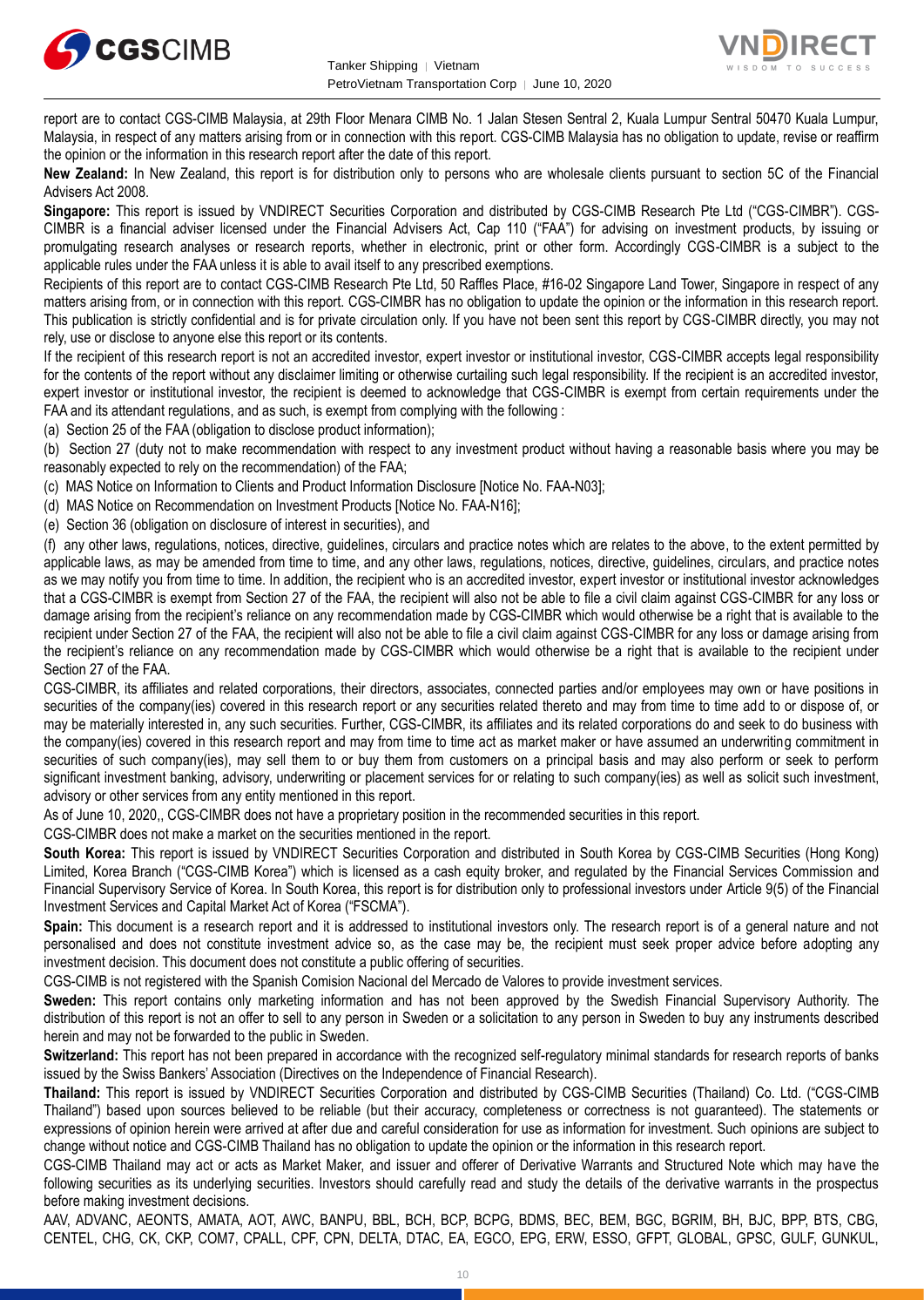report are to contact CGS-CIMB Malaysia, at 29th Floor Menara CIMB No. 1 Jalan Stesen Sentral 2, Kuala Lumpur Sentral 50470 Kuala Lumpur, Malaysia, in respect of any matters arising from or in connection with this report. CGS-CIMB Malaysia has no obligation to update, revise or reaffirm the opinion or the information in this research report after the date of this report.

**New Zealand:** In New Zealand, this report is for distribution only to persons who are wholesale clients pursuant to section 5C of the Financial Advisers Act 2008.

**Singapore:** This report is issued by VNDIRECT Securities Corporation and distributed by CGS-CIMB Research Pte Ltd ("CGS-CIMBR"). CGS-CIMBR is a financial adviser licensed under the Financial Advisers Act, Cap 110 ("FAA") for advising on investment products, by issuing or promulgating research analyses or research reports, whether in electronic, print or other form. Accordingly CGS-CIMBR is a subject to the applicable rules under the FAA unless it is able to avail itself to any prescribed exemptions.

Recipients of this report are to contact CGS-CIMB Research Pte Ltd, 50 Raffles Place, #16-02 Singapore Land Tower, Singapore in respect of any matters arising from, or in connection with this report. CGS-CIMBR has no obligation to update the opinion or the information in this research report. This publication is strictly confidential and is for private circulation only. If you have not been sent this report by CGS-CIMBR directly, you may not rely, use or disclose to anyone else this report or its contents.

If the recipient of this research report is not an accredited investor, expert investor or institutional investor, CGS-CIMBR accepts legal responsibility for the contents of the report without any disclaimer limiting or otherwise curtailing such legal responsibility. If the recipient is an accredited investor, expert investor or institutional investor, the recipient is deemed to acknowledge that CGS-CIMBR is exempt from certain requirements under the FAA and its attendant regulations, and as such, is exempt from complying with the following :

(a) Section 25 of the FAA (obligation to disclose product information);

(b) Section 27 (duty not to make recommendation with respect to any investment product without having a reasonable basis where you may be reasonably expected to rely on the recommendation) of the FAA;

(c) MAS Notice on Information to Clients and Product Information Disclosure [Notice No. FAA-N03];

(d) MAS Notice on Recommendation on Investment Products [Notice No. FAA-N16];

(e) Section 36 (obligation on disclosure of interest in securities), and

(f) any other laws, regulations, notices, directive, guidelines, circulars and practice notes which are relates to the above, to the extent permitted by applicable laws, as may be amended from time to time, and any other laws, regulations, notices, directive, guidelines, circulars, and practice notes as we may notify you from time to time. In addition, the recipient who is an accredited investor, expert investor or institutional investor acknowledges that a CGS-CIMBR is exempt from Section 27 of the FAA, the recipient will also not be able to file a civil claim against CGS-CIMBR for any loss or damage arising from the recipient's reliance on any recommendation made by CGS-CIMBR which would otherwise be a right that is available to the recipient under Section 27 of the FAA, the recipient will also not be able to file a civil claim against CGS-CIMBR for any loss or damage arising from the recipient's reliance on any recommendation made by CGS-CIMBR which would otherwise be a right that is available to the recipient under Section 27 of the FAA.

CGS-CIMBR, its affiliates and related corporations, their directors, associates, connected parties and/or employees may own or have positions in securities of the company(ies) covered in this research report or any securities related thereto and may from time to time add to or dispose of, or may be materially interested in, any such securities. Further, CGS-CIMBR, its affiliates and its related corporations do and seek to do business with the company(ies) covered in this research report and may from time to time act as market maker or have assumed an underwriting commitment in securities of such company(ies), may sell them to or buy them from customers on a principal basis and may also perform or seek to perform significant investment banking, advisory, underwriting or placement services for or relating to such company(ies) as well as solicit such investment, advisory or other services from any entity mentioned in this report.

As of June 10, 2020,, CGS-CIMBR does not have a proprietary position in the recommended securities in this report.

CGS-CIMBR does not make a market on the securities mentioned in the report.

**South Korea:** This report is issued by VNDIRECT Securities Corporation and distributed in South Korea by CGS-CIMB Securities (Hong Kong) Limited, Korea Branch ("CGS-CIMB Korea") which is licensed as a cash equity broker, and regulated by the Financial Services Commission and Financial Supervisory Service of Korea. In South Korea, this report is for distribution only to professional investors under Article 9(5) of the Financial Investment Services and Capital Market Act of Korea ("FSCMA").

**Spain:** This document is a research report and it is addressed to institutional investors only. The research report is of a general nature and not personalised and does not constitute investment advice so, as the case may be, the recipient must seek proper advice before adopting any investment decision. This document does not constitute a public offering of securities.

CGS-CIMB is not registered with the Spanish Comision Nacional del Mercado de Valores to provide investment services.

**Sweden:** This report contains only marketing information and has not been approved by the Swedish Financial Supervisory Authority. The distribution of this report is not an offer to sell to any person in Sweden or a solicitation to any person in Sweden to buy any instruments described herein and may not be forwarded to the public in Sweden.

**Switzerland:** This report has not been prepared in accordance with the recognized self-regulatory minimal standards for research reports of banks issued by the Swiss Bankers' Association (Directives on the Independence of Financial Research).

**Thailand:** This report is issued by VNDIRECT Securities Corporation and distributed by CGS-CIMB Securities (Thailand) Co. Ltd. ("CGS-CIMB Thailand") based upon sources believed to be reliable (but their accuracy, completeness or correctness is not guaranteed). The statements or expressions of opinion herein were arrived at after due and careful consideration for use as information for investment. Such opinions are subject to change without notice and CGS-CIMB Thailand has no obligation to update the opinion or the information in this research report.

CGS-CIMB Thailand may act or acts as Market Maker, and issuer and offerer of Derivative Warrants and Structured Note which may have the following securities as its underlying securities. Investors should carefully read and study the details of the derivative warrants in the prospectus before making investment decisions.

AAV, ADVANC, AEONTS, AMATA, AOT, AWC, BANPU, BBL, BCH, BCP, BCPG, BDMS, BEC, BEM, BGC, BGRIM, BH, BJC, BPP, BTS, CBG, CENTEL, CHG, CK, CKP, COM7, CPALL, CPF, CPN, DELTA, DTAC, EA, EGCO, EPG, ERW, ESSO, GFPT, GLOBAL, GPSC, GULF, GUNKUL,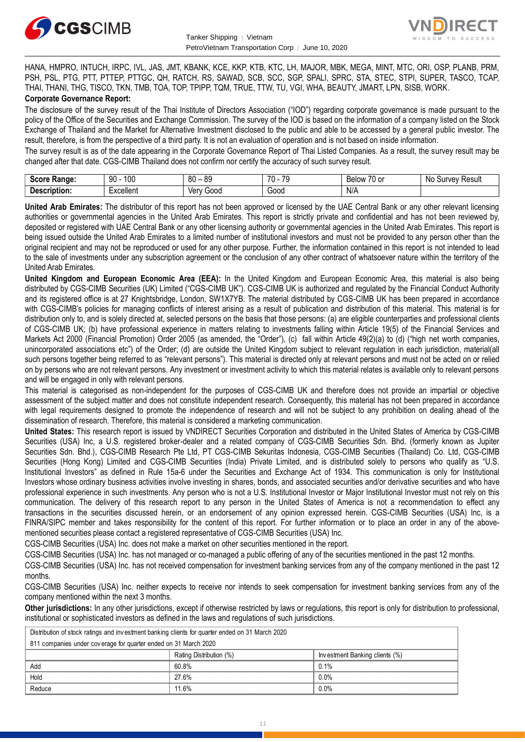HANA, HMPRO, INTUCH, IRPC, IVL, JAS, JMT, KBANK, KCE, KKP, KTB, KTC, LH, MAJOR, MBK, MEGA, MINT, MTC, ORI, OSP, PLANB, PRM, PSH, PSL, PTG, PTT, PTTEP, PTTGC, QH, RATCH, RS, SAWAD, SCB, SCC, SGP, SPALI, SPRC, STA, STEC, STPI, SUPER, TASCO, TCAP, THAI, THANI, THG, TISCO, TKN, TMB, TOA, TOP, TPIPP, TQM, TRUE, TTW, TU, VGI, WHA, BEAUTY, JMART, LPN, SISB, WORK.

**Corporate Governance Report:**

The disclosure of the survey result of the Thai Institute of Directors Association ("IOD") regarding corporate governance is made pursuant to the policy of the Office of the Securities and Exchange Commission. The survey of the IOD is based on the information of a company listed on the Stock Exchange of Thailand and the Market for Alternative Investment disclosed to the public and able to be accessed by a general public investor. The result, therefore, is from the perspective of a third party. It is not an evaluation of operation and is not based on inside information.

The survey result is as of the date appearing in the Corporate Governance Report of Thai Listed Companies. As a result, the survey result may be changed after that date. CGS-CIMB Thailand does not confirm nor certify the accuracy of such survey result.

| **Score Range:** | 90 - 100 | 80 – 89 | 70 - 79 | Below 70 or | No Survey Result |
|---|---|---|---|---|---|
| **Description:** | Excellent | Very Good | Good | N/A | |

**United Arab Emirates:** The distributor of this report has not been approved or licensed by the UAE Central Bank or any other relevant licensing authorities or governmental agencies in the United Arab Emirates. This report is strictly private and confidential and has not been reviewed by, deposited or registered with UAE Central Bank or any other licensing authority or governmental agencies in the United Arab Emirates. This report is being issued outside the United Arab Emirates to a limited number of institutional investors and must not be provided to any person other than the original recipient and may not be reproduced or used for any other purpose. Further, the information contained in this report is not intended to lead to the sale of investments under any subscription agreement or the conclusion of any other contract of whatsoever nature within the territory of the United Arab Emirates.

**United Kingdom and European Economic Area (EEA):** In the United Kingdom and European Economic Area, this material is also being distributed by CGS-CIMB Securities (UK) Limited ("CGS-CIMB UK"). CGS-CIMB UK is authorized and regulated by the Financial Conduct Authority and its registered office is at 27 Knightsbridge, London, SW1X7YB. The material distributed by CGS-CIMB UK has been prepared in accordance with CGS-CIMB's policies for managing conflicts of interest arising as a result of publication and distribution of this material. This material is for distribution only to, and is solely directed at, selected persons on the basis that those persons: (a) are eligible counterparties and professional clients of CGS-CIMB UK; (b) have professional experience in matters relating to investments falling within Article 19(5) of the Financial Services and Markets Act 2000 (Financial Promotion) Order 2005 (as amended, the "Order"), (c) fall within Article 49(2)(a) to (d) ("high net worth companies, unincorporated associations etc") of the Order; (d) are outside the United Kingdom subject to relevant regulation in each jurisdiction, material(all such persons together being referred to as "relevant persons"). This material is directed only at relevant persons and must not be acted on or relied on by persons who are not relevant persons. Any investment or investment activity to which this material relates is available only to relevant persons and will be engaged in only with relevant persons.

This material is categorised as non-independent for the purposes of CGS-CIMB UK and therefore does not provide an impartial or objective assessment of the subject matter and does not constitute independent research. Consequently, this material has not been prepared in accordance with legal requirements designed to promote the independence of research and will not be subject to any prohibition on dealing ahead of the dissemination of research. Therefore, this material is considered a marketing communication.

**United States:** This research report is issued by VNDIRECT Securities Corporation and distributed in the United States of America by CGS-CIMB Securities (USA) Inc, a U.S. registered broker-dealer and a related company of CGS-CIMB Securities Sdn. Bhd. (formerly known as Jupiter Securities Sdn. Bhd.), CGS-CIMB Research Pte Ltd, PT CGS-CIMB Sekuritas Indonesia, CGS-CIMB Securities (Thailand) Co. Ltd, CGS-CIMB Securities (Hong Kong) Limited and CGS-CIMB Securities (India) Private Limited, and is distributed solely to persons who qualify as "U.S. Institutional Investors" as defined in Rule 15a-6 under the Securities and Exchange Act of 1934. This communication is only for Institutional Investors whose ordinary business activities involve investing in shares, bonds, and associated securities and/or derivative securities and who have professional experience in such investments. Any person who is not a U.S. Institutional Investor or Major Institutional Investor must not rely on this communication. The delivery of this research report to any person in the United States of America is not a recommendation to effect any transactions in the securities discussed herein, or an endorsement of any opinion expressed herein. CGS-CIMB Securities (USA) Inc, is a FINRA/SIPC member and takes responsibility for the content of this report. For further information or to place an order in any of the above-mentioned securities please contact a registered representative of CGS-CIMB Securities (USA) Inc.

CGS-CIMB Securities (USA) Inc. does not make a market on other securities mentioned in the report.

CGS-CIMB Securities (USA) Inc. has not managed or co-managed a public offering of any of the securities mentioned in the past 12 months.

CGS-CIMB Securities (USA) Inc. has not received compensation for investment banking services from any of the company mentioned in the past 12 months.

CGS-CIMB Securities (USA) Inc. neither expects to receive nor intends to seek compensation for investment banking services from any of the company mentioned within the next 3 months.

**Other jurisdictions:** In any other jurisdictions, except if otherwise restricted by laws or regulations, this report is only for distribution to professional, institutional or sophisticated investors as defined in the laws and regulations of such jurisdictions.

| Distribution of stock ratings and investment banking clients for quarter ended on 31 March 2020 | | |
|---|---|---|
| 811 companies under coverage for quarter ended on 31 March 2020 | | |
| | Rating Distribution (%) | Investment Banking clients (%) |
| Add | 60.8% | 0.1% |
| Hold | 27.6% | 0.0% |
| Reduce | 11.6% | 0.0% |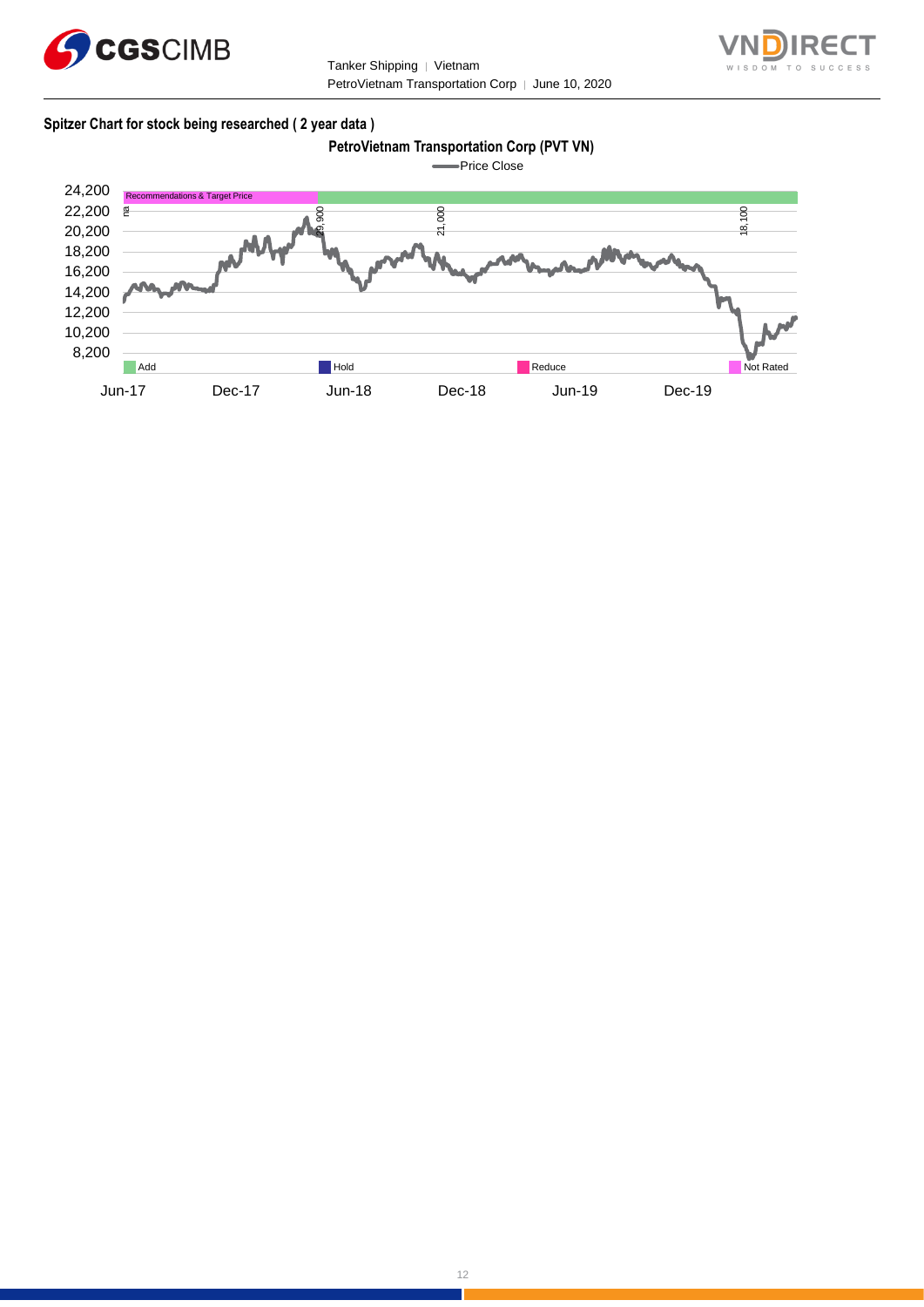**Spitzer Chart for stock being researched ( 2 year data )**

**PetroVietnam Transportation Corp (PVT VN)**

Price Close

24,200
22,200
20,200
18,200
16,200
14,200
12,200
10,200
8,200

Recommendations & Target Price

na 19,900 21,000 18,100

Add | Hold | Reduce | Not Rated

Jun-17 Dec-17 Jun-18 Dec-18 Jun-19 Dec-19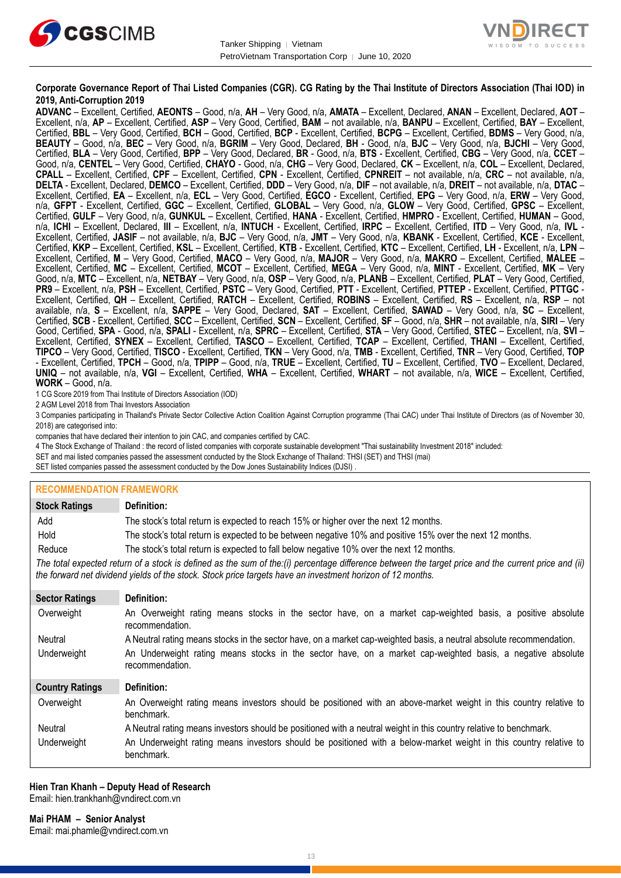**Corporate Governance Report of Thai Listed Companies (CGR). CG Rating by the Thai Institute of Directors Association (Thai IOD) in 2019, Anti-Corruption 2019**

**ADVANC** – Excellent, Certified, **AEONTS** – Good, n/a, **AH** – Very Good, n/a, **AMATA** – Excellent, Declared, **ANAN** – Excellent, Declared, **AOT** – Excellent, n/a, **AP** – Excellent, Certified, **ASP** – Very Good, Certified, **BAM** – not available, n/a, **BANPU** – Excellent, Certified, **BAY** – Excellent, Certified, **BBL** – Very Good, Certified, **BCH** – Good, Certified, **BCP** - Excellent, Certified, **BCPG** – Excellent, Certified, **BDMS** – Very Good, n/a, **BEAUTY** – Good, n/a, **BEC** – Very Good, n/a, **BGRIM** – Very Good, Declared, **BH** - Good, n/a, **BJC** – Very Good, n/a, **BJCHI** – Very Good, Certified, **BLA** – Very Good, Certified, **BPP** – Very Good, Declared, **BR** - Good, n/a, **BTS** - Excellent, Certified, **CBG** – Very Good, n/a, **CCET** – Good, n/a, **CENTEL** – Very Good, Certified, **CHAYO** - Good, n/a, **CHG** – Very Good, Declared, **CK** – Excellent, n/a, **COL** – Excellent, Declared, **CPALL** – Excellent, Certified, **CPF** – Excellent, Certified, **CPN** - Excellent, Certified, **CPNREIT** – not available, n/a, **CRC** – not available, n/a, **DELTA** - Excellent, Declared, **DEMCO** – Excellent, Certified, **DDD** – Very Good, n/a, **DIF** – not available, n/a, **DREIT** – not available, n/a, **DTAC** – Excellent, Certified, **EA** – Excellent, n/a, **ECL** – Very Good, Certified, **EGCO** - Excellent, Certified, **EPG** – Very Good, n/a, **ERW** – Very Good, n/a, **GFPT** - Excellent, Certified, **GGC** – Excellent, Certified, **GLOBAL** – Very Good, n/a, **GLOW** – Very Good, Certified, **GPSC** – Excellent, Certified, **GULF** – Very Good, n/a, **GUNKUL** – Excellent, Certified, **HANA** - Excellent, Certified, **HMPRO** - Excellent, Certified, **HUMAN** – Good, n/a, **ICHI** – Excellent, Declared, **III** – Excellent, n/a, **INTUCH** - Excellent, Certified, **IRPC** – Excellent, Certified, **ITD** – Very Good, n/a, **IVL** - Excellent, Certified, **JASIF** – not available, n/a, **BJC** – Very Good, n/a, **JMT** – Very Good, n/a, **KBANK** - Excellent, Certified, **KCE** - Excellent, Certified, **KKP** – Excellent, Certified, **KSL** – Excellent, Certified, **KTB** - Excellent, Certified, **KTC** – Excellent, Certified, **LH** - Excellent, n/a, **LPN** – Excellent, Certified, **M** – Very Good, Certified, **MACO** – Very Good, n/a, **MAJOR** – Very Good, n/a, **MAKRO** – Excellent, Certified, **MALEE** – Excellent, Certified, **MC** – Excellent, Certified, **MCOT** – Excellent, Certified, **MEGA** – Very Good, n/a, **MINT** - Excellent, Certified, **MK** – Very Good, n/a, **MTC** – Excellent, n/a, **NETBAY** – Very Good, n/a, **OSP** – Very Good, n/a, **PLANB** – Excellent, Certified, **PLAT** – Very Good, Certified, **PR9** – Excellent, n/a, **PSH** – Excellent, Certified, **PSTC** – Very Good, Certified, **PTT** - Excellent, Certified, **PTTEP** - Excellent, Certified, **PTTGC** - Excellent, Certified, **QH** – Excellent, Certified, **RATCH** – Excellent, Certified, **ROBINS** – Excellent, Certified, **RS** – Excellent, n/a, **RSP** – not available, n/a, **S** – Excellent, n/a, **SAPPE** – Very Good, Declared, **SAT** – Excellent, Certified, **SAWAD** – Very Good, n/a, **SC** – Excellent, Certified, **SCB** - Excellent, Certified, **SCC** – Excellent, Certified, **SCN** – Excellent, Certified, **SF** – Good, n/a, **SHR** – not available, n/a, **SIRI** – Very Good, Certified, **SPA** - Good, n/a, **SPALI** - Excellent, n/a, **SPRC** – Excellent, Certified, **STA** – Very Good, Certified, **STEC** – Excellent, n/a, **SVI** – Excellent, Certified, **SYNEX** – Excellent, Certified, **TASCO** – Excellent, Certified, **TCAP** – Excellent, Certified, **THANI** – Excellent, Certified, **TIPCO** – Very Good, Certified, **TISCO** - Excellent, Certified, **TKN** – Very Good, n/a, **TMB** - Excellent, Certified, **TNR** – Very Good, Certified, **TOP** - Excellent, Certified, **TPCH** – Good, n/a, **TPIPP** – Good, n/a, **TRUE** – Excellent, Certified, **TU** – Excellent, Certified, **TVO** – Excellent, Declared, **UNIQ** – not available, n/a, **VGI** – Excellent, Certified, **WHA** – Excellent, Certified, **WHART** – not available, n/a, **WICE** – Excellent, Certified, **WORK** – Good, n/a.

1 CG Score 2019 from Thai Institute of Directors Association (IOD)

2 AGM Level 2018 from Thai Investors Association

3 Companies participating in Thailand's Private Sector Collective Action Coalition Against Corruption programme (Thai CAC) under Thai Institute of Directors (as of November 30, 2018) are categorised into:

companies that have declared their intention to join CAC, and companies certified by CAC.

4 The Stock Exchange of Thailand : the record of listed companies with corporate sustainable development "Thai sustainability Investment 2018" included:

SET and mai listed companies passed the assessment conducted by the Stock Exchange of Thailand: THSI (SET) and THSI (mai)

SET listed companies passed the assessment conducted by the Dow Jones Sustainability Indices (DJSI) .

## RECOMMENDATION FRAMEWORK

| Stock Ratings | Definition: |
|---|---|
| Add | The stock's total return is expected to reach 15% or higher over the next 12 months. |
| Hold | The stock's total return is expected to be between negative 10% and positive 15% over the next 12 months. |
| Reduce | The stock's total return is expected to fall below negative 10% over the next 12 months. |

*The total expected return of a stock is defined as the sum of the:(i) percentage difference between the target price and the current price and (ii) the forward net dividend yields of the stock. Stock price targets have an investment horizon of 12 months.*

| Sector Ratings | Definition: |
|---|---|
| Overweight | An Overweight rating means stocks in the sector have, on a market cap-weighted basis, a positive absolute recommendation. |
| Neutral | A Neutral rating means stocks in the sector have, on a market cap-weighted basis, a neutral absolute recommendation. |
| Underweight | An Underweight rating means stocks in the sector have, on a market cap-weighted basis, a negative absolute recommendation. |

| Country Ratings | Definition: |
|---|---|
| Overweight | An Overweight rating means investors should be positioned with an above-market weight in this country relative to benchmark. |
| Neutral | A Neutral rating means investors should be positioned with a neutral weight in this country relative to benchmark. |
| Underweight | An Underweight rating means investors should be positioned with a below-market weight in this country relative to benchmark. |

**Hien Tran Khanh – Deputy Head of Research**
Email: hien.trankhanh@vndirect.com.vn

**Mai PHAM – Senior Analyst**
Email: mai.phamle@vndirect.com.vn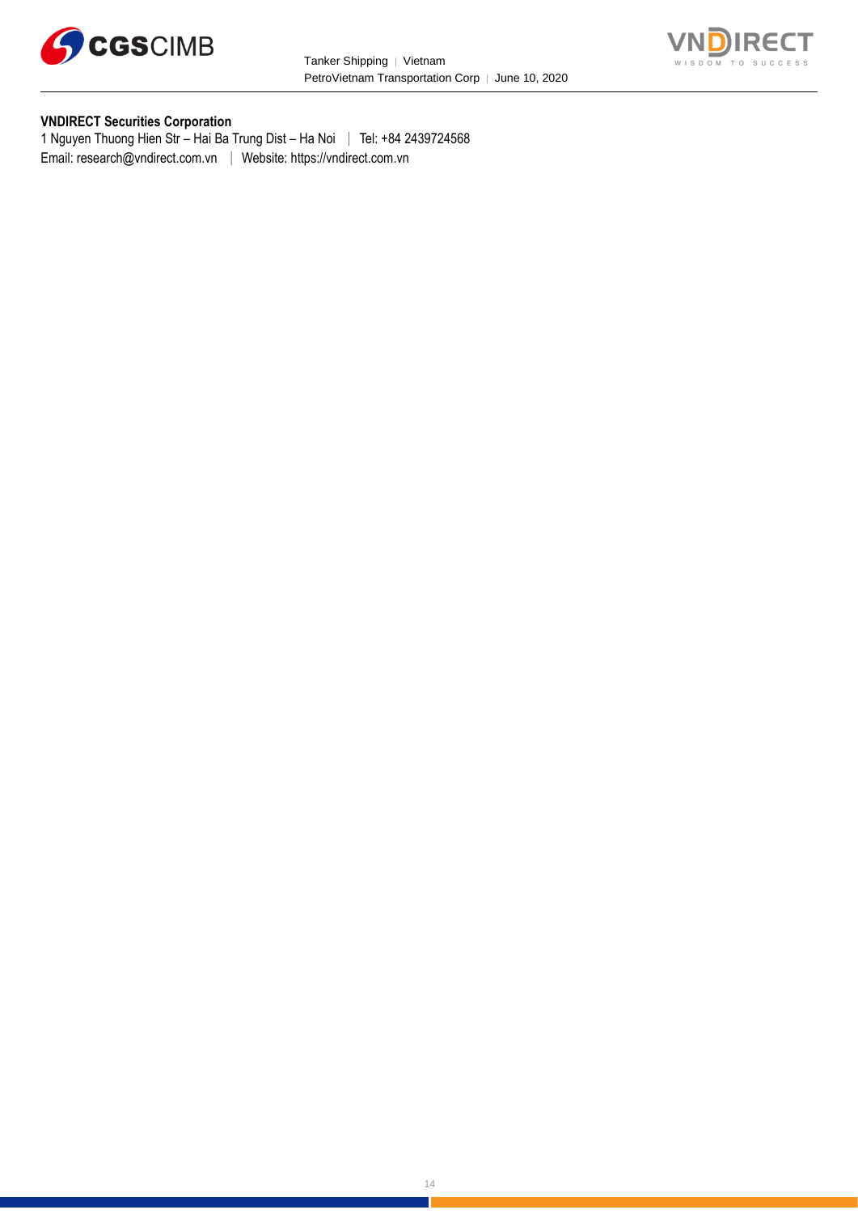**VNDIRECT Securities Corporation**

1 Nguyen Thuong Hien Str – Hai Ba Trung Dist – Ha Noi | Tel: +84 2439724568

Email: research@vndirect.com.vn | Website: https://vndirect.com.vn